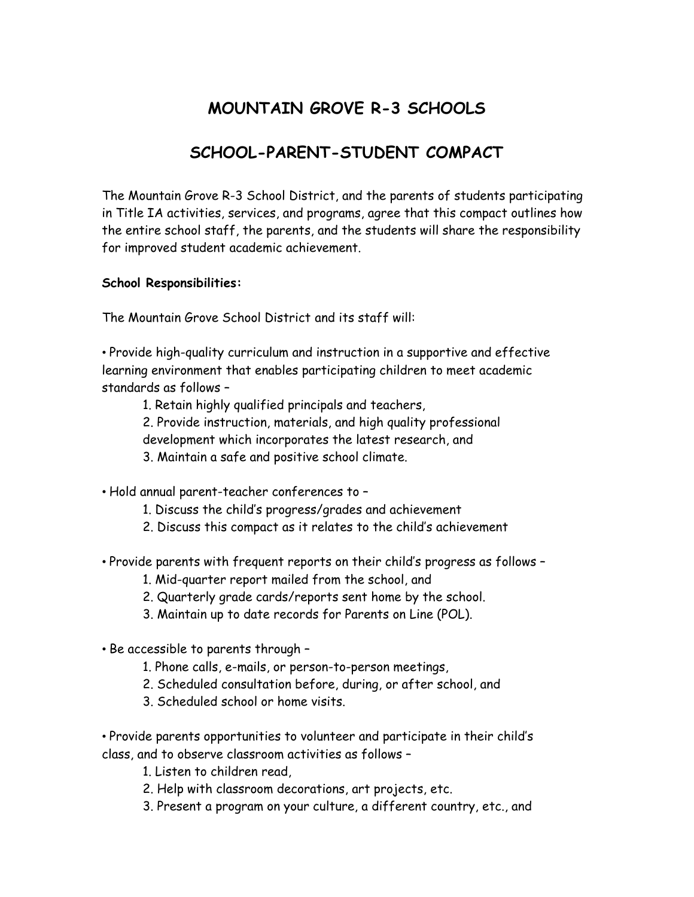# MOUNTAIN GROVE R-3 SCHOOLS

## SCHOOL-PARENT-STUDENT COMPACT

The Mountain Grove R-3 School District, and the parents of students participating in Title IA activities, services, and programs, agree that this compact outlines how the entire school staff, the parents, and the students will share the responsibility for improved student academic achievement.

**School Responsibilities:**

The Mountain Grove School District and its staff will:

• Provide high-quality curriculum and instruction in a supportive and effective learning environment that enables participating children to meet academic standards as follows –

1. Retain highly qualified principals and teachers,
2. Provide instruction, materials, and high quality professional development which incorporates the latest research, and
3. Maintain a safe and positive school climate.

• Hold annual parent-teacher conferences to –

1. Discuss the child's progress/grades and achievement
2. Discuss this compact as it relates to the child's achievement

• Provide parents with frequent reports on their child's progress as follows –

1. Mid-quarter report mailed from the school, and
2. Quarterly grade cards/reports sent home by the school.
3. Maintain up to date records for Parents on Line (POL).

• Be accessible to parents through –

1. Phone calls, e-mails, or person-to-person meetings,
2. Scheduled consultation before, during, or after school, and
3. Scheduled school or home visits.

• Provide parents opportunities to volunteer and participate in their child's class, and to observe classroom activities as follows –

1. Listen to children read,
2. Help with classroom decorations, art projects, etc.
3. Present a program on your culture, a different country, etc., and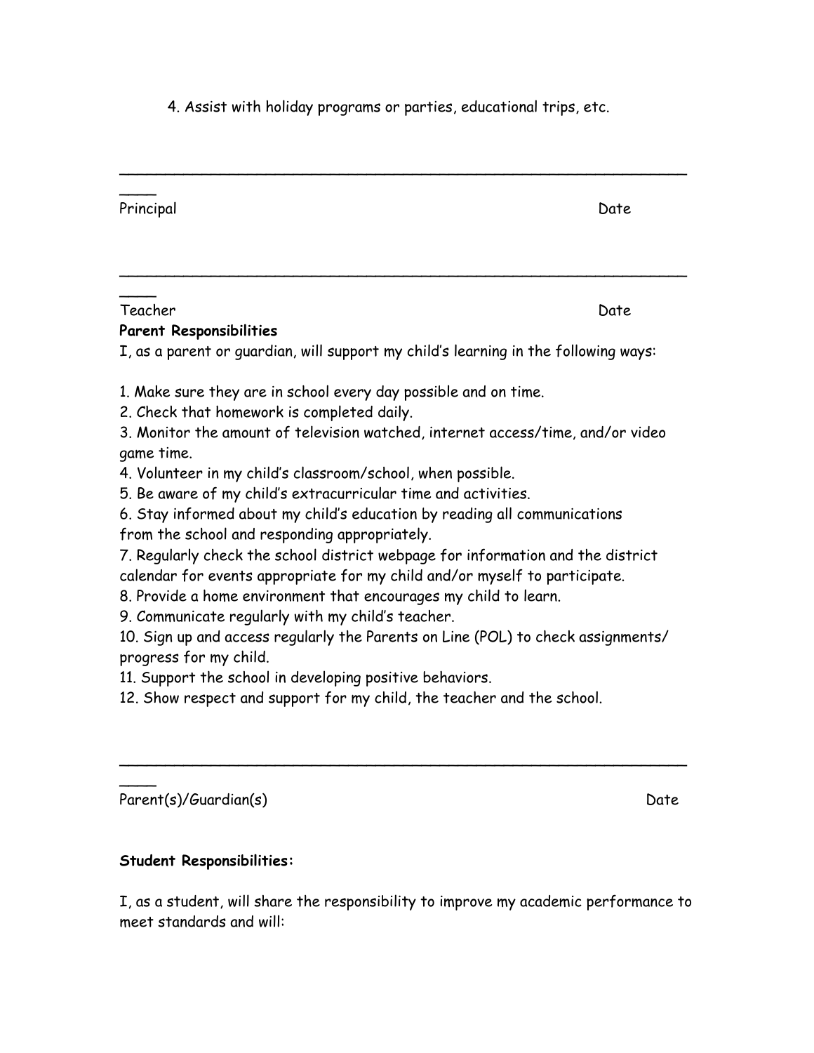4. Assist with holiday programs or parties, educational trips, etc.

______________________________________________________________________

Principal Date

______________________________________________________________________

Teacher Date

**Parent Responsibilities**

I, as a parent or guardian, will support my child's learning in the following ways:

1. Make sure they are in school every day possible and on time.
2. Check that homework is completed daily.
3. Monitor the amount of television watched, internet access/time, and/or video game time.
4. Volunteer in my child's classroom/school, when possible.
5. Be aware of my child's extracurricular time and activities.
6. Stay informed about my child's education by reading all communications from the school and responding appropriately.
7. Regularly check the school district webpage for information and the district calendar for events appropriate for my child and/or myself to participate.
8. Provide a home environment that encourages my child to learn.
9. Communicate regularly with my child's teacher.
10. Sign up and access regularly the Parents on Line (POL) to check assignments/ progress for my child.
11. Support the school in developing positive behaviors.
12. Show respect and support for my child, the teacher and the school.

______________________________________________________________________

Parent(s)/Guardian(s) Date

**Student Responsibilities:**

I, as a student, will share the responsibility to improve my academic performance to meet standards and will: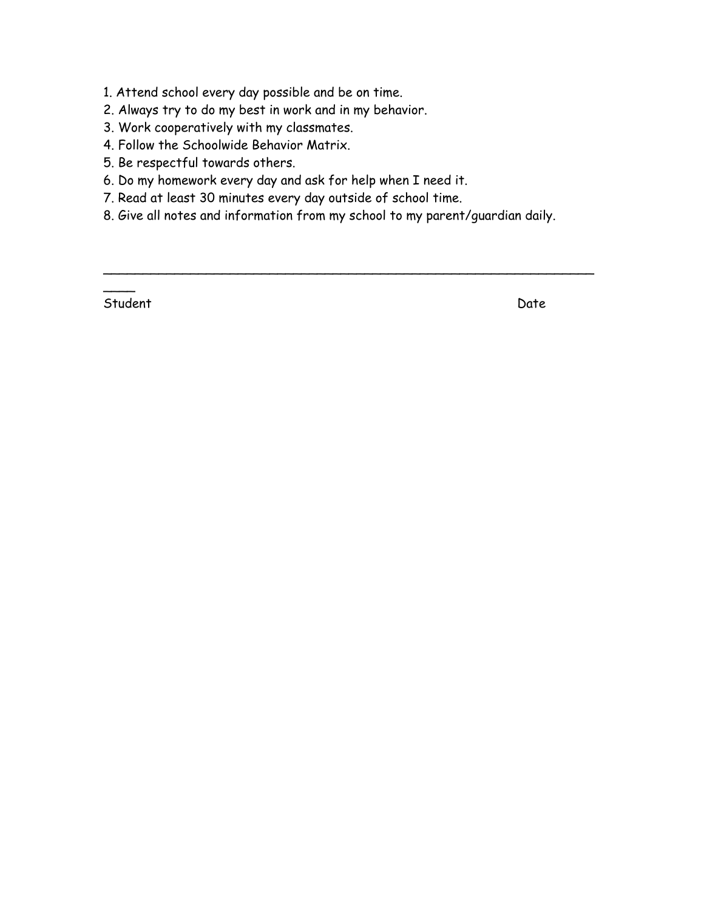1. Attend school every day possible and be on time.
2. Always try to do my best in work and in my behavior.
3. Work cooperatively with my classmates.
4. Follow the Schoolwide Behavior Matrix.
5. Be respectful towards others.
6. Do my homework every day and ask for help when I need it.
7. Read at least 30 minutes every day outside of school time.
8. Give all notes and information from my school to my parent/guardian daily.

\_\_\_\_\_\_\_\_\_\_\_\_\_\_\_\_\_\_\_\_\_\_\_\_\_\_\_\_\_\_\_\_\_\_\_\_\_\_\_\_\_\_\_\_\_\_\_\_\_\_\_\_\_\_\_\_\_\_\_\_\_\_\_\_\_\_\_\_\_\_\_\_

Student Date